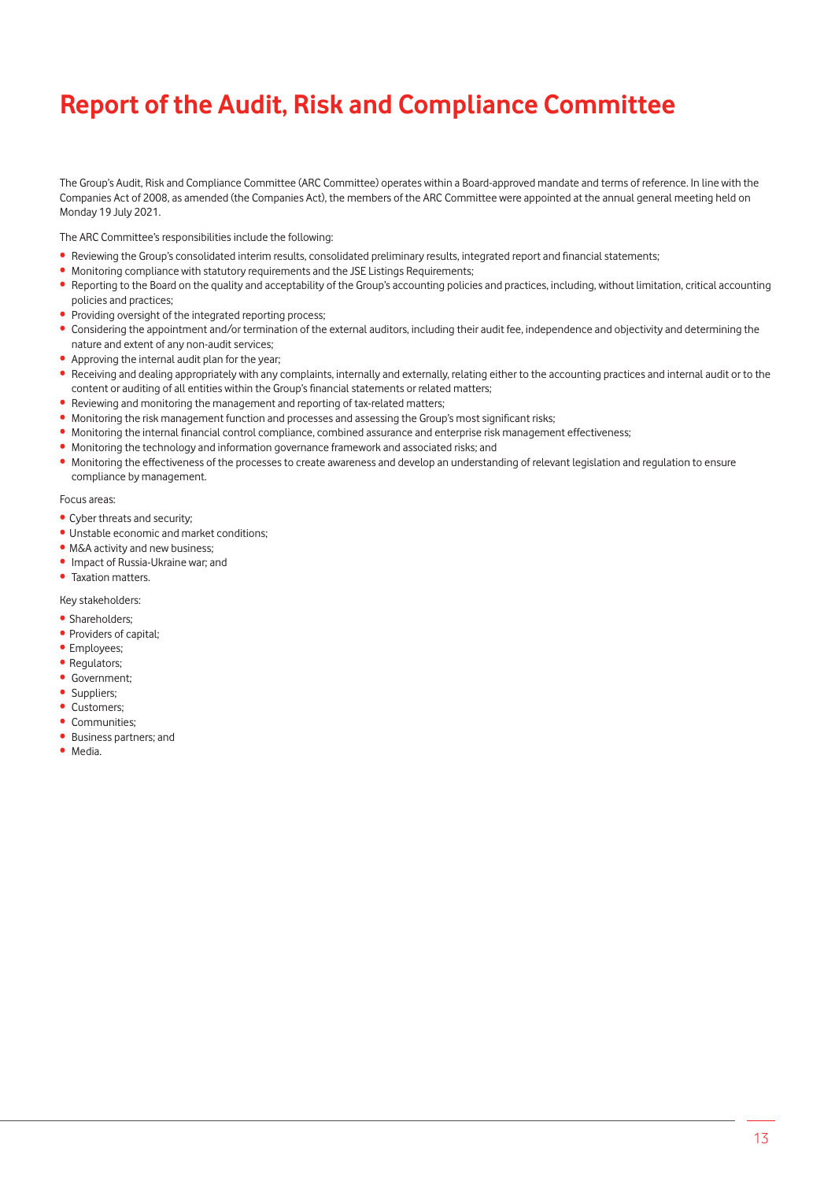# Report of the Audit, Risk and Compliance Committee

The Group's Audit, Risk and Compliance Committee (ARC Committee) operates within a Board-approved mandate and terms of reference. In line with the Companies Act of 2008, as amended (the Companies Act), the members of the ARC Committee were appointed at the annual general meeting held on Monday 19 July 2021.

The ARC Committee's responsibilities include the following:

- Reviewing the Group's consolidated interim results, consolidated preliminary results, integrated report and financial statements;
- Monitoring compliance with statutory requirements and the JSE Listings Requirements;
- Reporting to the Board on the quality and acceptability of the Group's accounting policies and practices, including, without limitation, critical accounting policies and practices;
- Providing oversight of the integrated reporting process;
- Considering the appointment and/or termination of the external auditors, including their audit fee, independence and objectivity and determining the nature and extent of any non-audit services;
- Approving the internal audit plan for the year;
- Receiving and dealing appropriately with any complaints, internally and externally, relating either to the accounting practices and internal audit or to the content or auditing of all entities within the Group's financial statements or related matters;
- Reviewing and monitoring the management and reporting of tax-related matters;
- Monitoring the risk management function and processes and assessing the Group's most significant risks;
- Monitoring the internal financial control compliance, combined assurance and enterprise risk management effectiveness;
- Monitoring the technology and information governance framework and associated risks; and
- Monitoring the effectiveness of the processes to create awareness and develop an understanding of relevant legislation and regulation to ensure compliance by management.

Focus areas:

- Cyber threats and security;
- Unstable economic and market conditions;
- M&A activity and new business;
- Impact of Russia-Ukraine war; and
- Taxation matters.

Key stakeholders:

- Shareholders;
- Providers of capital;
- Employees;
- Regulators;
- Government;
- Suppliers;
- Customers;
- Communities;
- Business partners; and
- Media.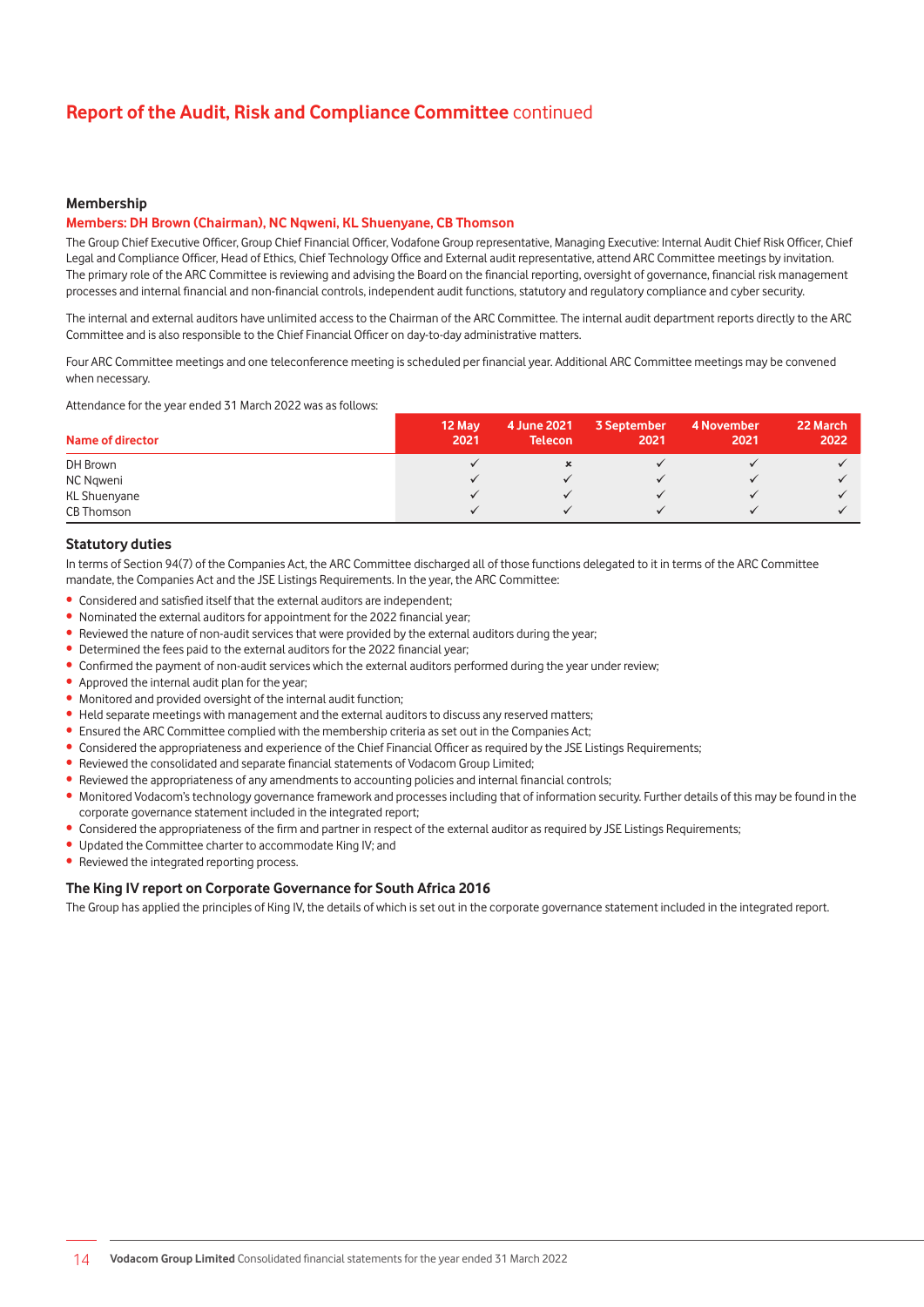## Report of the Audit, Risk and Compliance Committee continued

### Membership

**Members: DH Brown (Chairman), NC Nqweni, KL Shuenyane, CB Thomson**

The Group Chief Executive Officer, Group Chief Financial Officer, Vodafone Group representative, Managing Executive: Internal Audit Chief Risk Officer, Chief Legal and Compliance Officer, Head of Ethics, Chief Technology Office and External audit representative, attend ARC Committee meetings by invitation. The primary role of the ARC Committee is reviewing and advising the Board on the financial reporting, oversight of governance, financial risk management processes and internal financial and non-financial controls, independent audit functions, statutory and regulatory compliance and cyber security.

The internal and external auditors have unlimited access to the Chairman of the ARC Committee. The internal audit department reports directly to the ARC Committee and is also responsible to the Chief Financial Officer on day-to-day administrative matters.

Four ARC Committee meetings and one teleconference meeting is scheduled per financial year. Additional ARC Committee meetings may be convened when necessary.

Attendance for the year ended 31 March 2022 was as follows:

| Name of director | 12 May 2021 | 4 June 2021 Telecon | 3 September 2021 | 4 November 2021 | 22 March 2022 |
|---|---|---|---|---|---|
| DH Brown | ✓ | × | ✓ | ✓ | ✓ |
| NC Nqweni | ✓ | ✓ | ✓ | ✓ | ✓ |
| KL Shuenyane | ✓ | ✓ | ✓ | ✓ | ✓ |
| CB Thomson | ✓ | ✓ | ✓ | ✓ | ✓ |

### Statutory duties

In terms of Section 94(7) of the Companies Act, the ARC Committee discharged all of those functions delegated to it in terms of the ARC Committee mandate, the Companies Act and the JSE Listings Requirements. In the year, the ARC Committee:

- Considered and satisfied itself that the external auditors are independent;
- Nominated the external auditors for appointment for the 2022 financial year;
- Reviewed the nature of non-audit services that were provided by the external auditors during the year;
- Determined the fees paid to the external auditors for the 2022 financial year;
- Confirmed the payment of non-audit services which the external auditors performed during the year under review;
- Approved the internal audit plan for the year;
- Monitored and provided oversight of the internal audit function;
- Held separate meetings with management and the external auditors to discuss any reserved matters;
- Ensured the ARC Committee complied with the membership criteria as set out in the Companies Act;
- Considered the appropriateness and experience of the Chief Financial Officer as required by the JSE Listings Requirements;
- Reviewed the consolidated and separate financial statements of Vodacom Group Limited;
- Reviewed the appropriateness of any amendments to accounting policies and internal financial controls;
- Monitored Vodacom's technology governance framework and processes including that of information security. Further details of this may be found in the corporate governance statement included in the integrated report;
- Considered the appropriateness of the firm and partner in respect of the external auditor as required by JSE Listings Requirements;
- Updated the Committee charter to accommodate King IV; and
- Reviewed the integrated reporting process.

### The King IV report on Corporate Governance for South Africa 2016

The Group has applied the principles of King IV, the details of which is set out in the corporate governance statement included in the integrated report.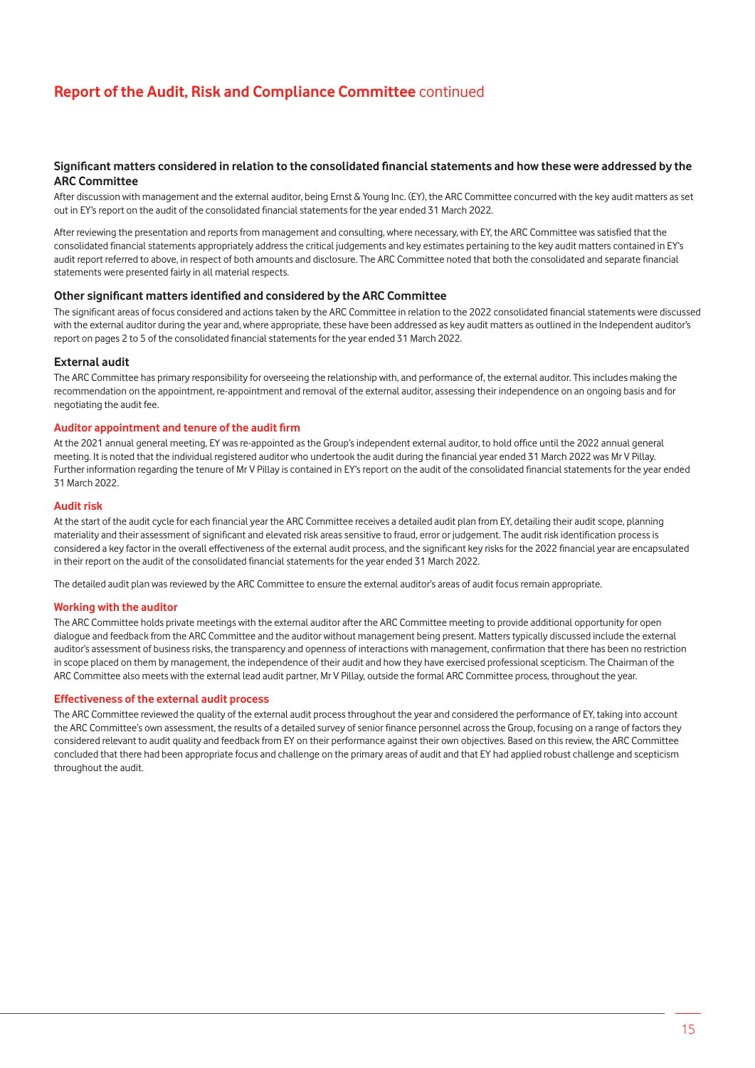# Report of the Audit, Risk and Compliance Committee continued

## Significant matters considered in relation to the consolidated financial statements and how these were addressed by the ARC Committee

After discussion with management and the external auditor, being Ernst & Young Inc. (EY), the ARC Committee concurred with the key audit matters as set out in EY's report on the audit of the consolidated financial statements for the year ended 31 March 2022.

After reviewing the presentation and reports from management and consulting, where necessary, with EY, the ARC Committee was satisfied that the consolidated financial statements appropriately address the critical judgements and key estimates pertaining to the key audit matters contained in EY's audit report referred to above, in respect of both amounts and disclosure. The ARC Committee noted that both the consolidated and separate financial statements were presented fairly in all material respects.

### Other significant matters identified and considered by the ARC Committee

The significant areas of focus considered and actions taken by the ARC Committee in relation to the 2022 consolidated financial statements were discussed with the external auditor during the year and, where appropriate, these have been addressed as key audit matters as outlined in the Independent auditor's report on pages 2 to 5 of the consolidated financial statements for the year ended 31 March 2022.

### External audit

The ARC Committee has primary responsibility for overseeing the relationship with, and performance of, the external auditor. This includes making the recommendation on the appointment, re-appointment and removal of the external auditor, assessing their independence on an ongoing basis and for negotiating the audit fee.

#### Auditor appointment and tenure of the audit firm

At the 2021 annual general meeting, EY was re-appointed as the Group's independent external auditor, to hold office until the 2022 annual general meeting. It is noted that the individual registered auditor who undertook the audit during the financial year ended 31 March 2022 was Mr V Pillay. Further information regarding the tenure of Mr V Pillay is contained in EY's report on the audit of the consolidated financial statements for the year ended 31 March 2022.

#### Audit risk

At the start of the audit cycle for each financial year the ARC Committee receives a detailed audit plan from EY, detailing their audit scope, planning materiality and their assessment of significant and elevated risk areas sensitive to fraud, error or judgement. The audit risk identification process is considered a key factor in the overall effectiveness of the external audit process, and the significant key risks for the 2022 financial year are encapsulated in their report on the audit of the consolidated financial statements for the year ended 31 March 2022.

The detailed audit plan was reviewed by the ARC Committee to ensure the external auditor's areas of audit focus remain appropriate.

#### Working with the auditor

The ARC Committee holds private meetings with the external auditor after the ARC Committee meeting to provide additional opportunity for open dialogue and feedback from the ARC Committee and the auditor without management being present. Matters typically discussed include the external auditor's assessment of business risks, the transparency and openness of interactions with management, confirmation that there has been no restriction in scope placed on them by management, the independence of their audit and how they have exercised professional scepticism. The Chairman of the ARC Committee also meets with the external lead audit partner, Mr V Pillay, outside the formal ARC Committee process, throughout the year.

#### Effectiveness of the external audit process

The ARC Committee reviewed the quality of the external audit process throughout the year and considered the performance of EY, taking into account the ARC Committee's own assessment, the results of a detailed survey of senior finance personnel across the Group, focusing on a range of factors they considered relevant to audit quality and feedback from EY on their performance against their own objectives. Based on this review, the ARC Committee concluded that there had been appropriate focus and challenge on the primary areas of audit and that EY had applied robust challenge and scepticism throughout the audit.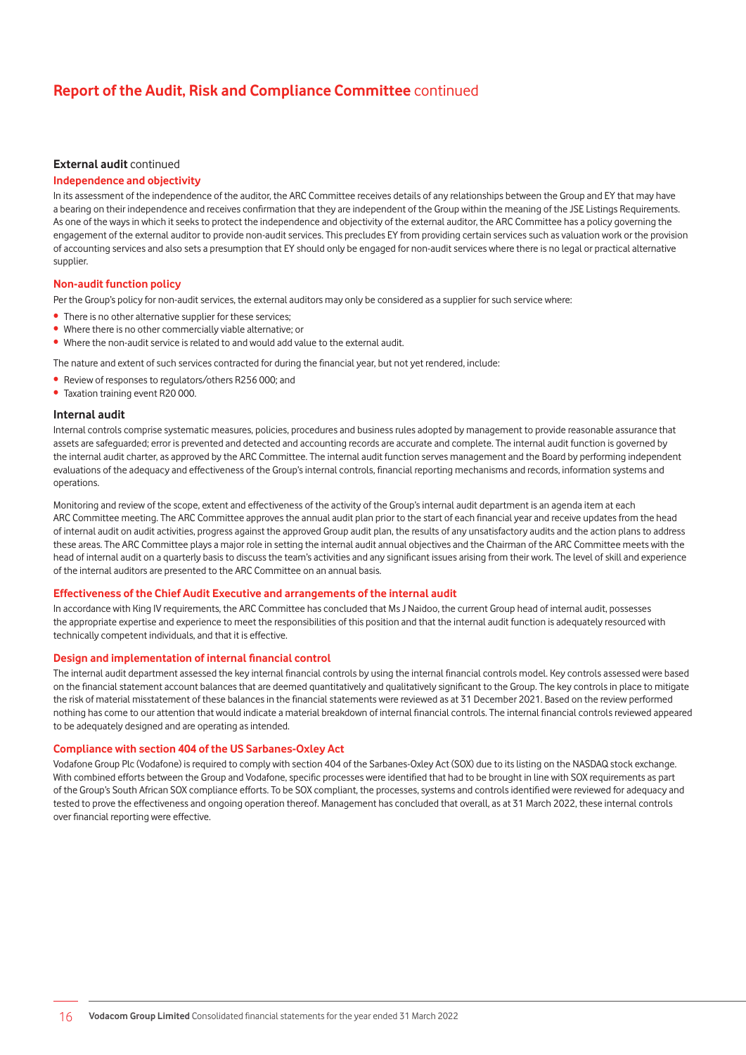## Report of the Audit, Risk and Compliance Committee continued

### External audit continued

#### Independence and objectivity

In its assessment of the independence of the auditor, the ARC Committee receives details of any relationships between the Group and EY that may have a bearing on their independence and receives confirmation that they are independent of the Group within the meaning of the JSE Listings Requirements. As one of the ways in which it seeks to protect the independence and objectivity of the external auditor, the ARC Committee has a policy governing the engagement of the external auditor to provide non-audit services. This precludes EY from providing certain services such as valuation work or the provision of accounting services and also sets a presumption that EY should only be engaged for non-audit services where there is no legal or practical alternative supplier.

#### Non-audit function policy

Per the Group's policy for non-audit services, the external auditors may only be considered as a supplier for such service where:

- There is no other alternative supplier for these services;
- Where there is no other commercially viable alternative; or
- Where the non-audit service is related to and would add value to the external audit.

The nature and extent of such services contracted for during the financial year, but not yet rendered, include:

- Review of responses to regulators/others R256 000; and
- Taxation training event R20 000.

### Internal audit

Internal controls comprise systematic measures, policies, procedures and business rules adopted by management to provide reasonable assurance that assets are safeguarded; error is prevented and detected and accounting records are accurate and complete. The internal audit function is governed by the internal audit charter, as approved by the ARC Committee. The internal audit function serves management and the Board by performing independent evaluations of the adequacy and effectiveness of the Group's internal controls, financial reporting mechanisms and records, information systems and operations.

Monitoring and review of the scope, extent and effectiveness of the activity of the Group's internal audit department is an agenda item at each ARC Committee meeting. The ARC Committee approves the annual audit plan prior to the start of each financial year and receive updates from the head of internal audit on audit activities, progress against the approved Group audit plan, the results of any unsatisfactory audits and the action plans to address these areas. The ARC Committee plays a major role in setting the internal audit annual objectives and the Chairman of the ARC Committee meets with the head of internal audit on a quarterly basis to discuss the team's activities and any significant issues arising from their work. The level of skill and experience of the internal auditors are presented to the ARC Committee on an annual basis.

#### Effectiveness of the Chief Audit Executive and arrangements of the internal audit

In accordance with King IV requirements, the ARC Committee has concluded that Ms J Naidoo, the current Group head of internal audit, possesses the appropriate expertise and experience to meet the responsibilities of this position and that the internal audit function is adequately resourced with technically competent individuals, and that it is effective.

#### Design and implementation of internal financial control

The internal audit department assessed the key internal financial controls by using the internal financial controls model. Key controls assessed were based on the financial statement account balances that are deemed quantitatively and qualitatively significant to the Group. The key controls in place to mitigate the risk of material misstatement of these balances in the financial statements were reviewed as at 31 December 2021. Based on the review performed nothing has come to our attention that would indicate a material breakdown of internal financial controls. The internal financial controls reviewed appeared to be adequately designed and are operating as intended.

#### Compliance with section 404 of the US Sarbanes-Oxley Act

Vodafone Group Plc (Vodafone) is required to comply with section 404 of the Sarbanes-Oxley Act (SOX) due to its listing on the NASDAQ stock exchange. With combined efforts between the Group and Vodafone, specific processes were identified that had to be brought in line with SOX requirements as part of the Group's South African SOX compliance efforts. To be SOX compliant, the processes, systems and controls identified were reviewed for adequacy and tested to prove the effectiveness and ongoing operation thereof. Management has concluded that overall, as at 31 March 2022, these internal controls over financial reporting were effective.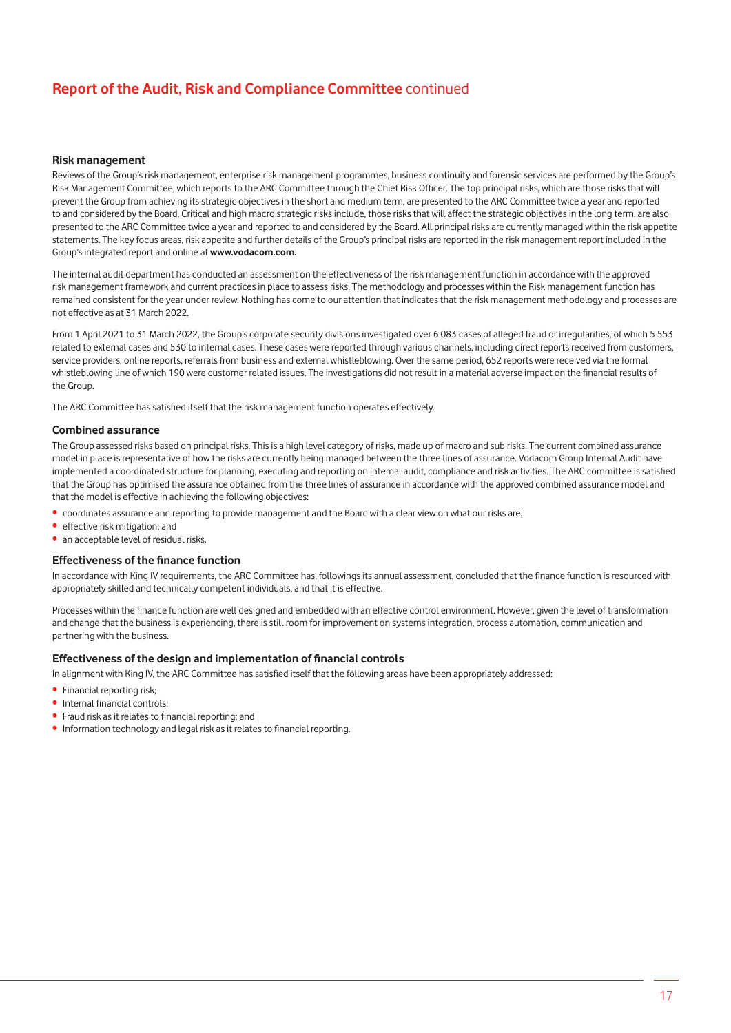## Report of the Audit, Risk and Compliance Committee continued

### Risk management

Reviews of the Group's risk management, enterprise risk management programmes, business continuity and forensic services are performed by the Group's Risk Management Committee, which reports to the ARC Committee through the Chief Risk Officer. The top principal risks, which are those risks that will prevent the Group from achieving its strategic objectives in the short and medium term, are presented to the ARC Committee twice a year and reported to and considered by the Board. Critical and high macro strategic risks include, those risks that will affect the strategic objectives in the long term, are also presented to the ARC Committee twice a year and reported to and considered by the Board. All principal risks are currently managed within the risk appetite statements. The key focus areas, risk appetite and further details of the Group's principal risks are reported in the risk management report included in the Group's integrated report and online at **www.vodacom.com.**

The internal audit department has conducted an assessment on the effectiveness of the risk management function in accordance with the approved risk management framework and current practices in place to assess risks. The methodology and processes within the Risk management function has remained consistent for the year under review. Nothing has come to our attention that indicates that the risk management methodology and processes are not effective as at 31 March 2022.

From 1 April 2021 to 31 March 2022, the Group's corporate security divisions investigated over 6 083 cases of alleged fraud or irregularities, of which 5 553 related to external cases and 530 to internal cases. These cases were reported through various channels, including direct reports received from customers, service providers, online reports, referrals from business and external whistleblowing. Over the same period, 652 reports were received via the formal whistleblowing line of which 190 were customer related issues. The investigations did not result in a material adverse impact on the financial results of the Group.

The ARC Committee has satisfied itself that the risk management function operates effectively.

### Combined assurance

The Group assessed risks based on principal risks. This is a high level category of risks, made up of macro and sub risks. The current combined assurance model in place is representative of how the risks are currently being managed between the three lines of assurance. Vodacom Group Internal Audit have implemented a coordinated structure for planning, executing and reporting on internal audit, compliance and risk activities. The ARC committee is satisfied that the Group has optimised the assurance obtained from the three lines of assurance in accordance with the approved combined assurance model and that the model is effective in achieving the following objectives:

- coordinates assurance and reporting to provide management and the Board with a clear view on what our risks are;
- effective risk mitigation; and
- an acceptable level of residual risks.

### Effectiveness of the finance function

In accordance with King IV requirements, the ARC Committee has, followings its annual assessment, concluded that the finance function is resourced with appropriately skilled and technically competent individuals, and that it is effective.

Processes within the finance function are well designed and embedded with an effective control environment. However, given the level of transformation and change that the business is experiencing, there is still room for improvement on systems integration, process automation, communication and partnering with the business.

### Effectiveness of the design and implementation of financial controls

In alignment with King IV, the ARC Committee has satisfied itself that the following areas have been appropriately addressed:

- Financial reporting risk;
- Internal financial controls;
- Fraud risk as it relates to financial reporting; and
- Information technology and legal risk as it relates to financial reporting.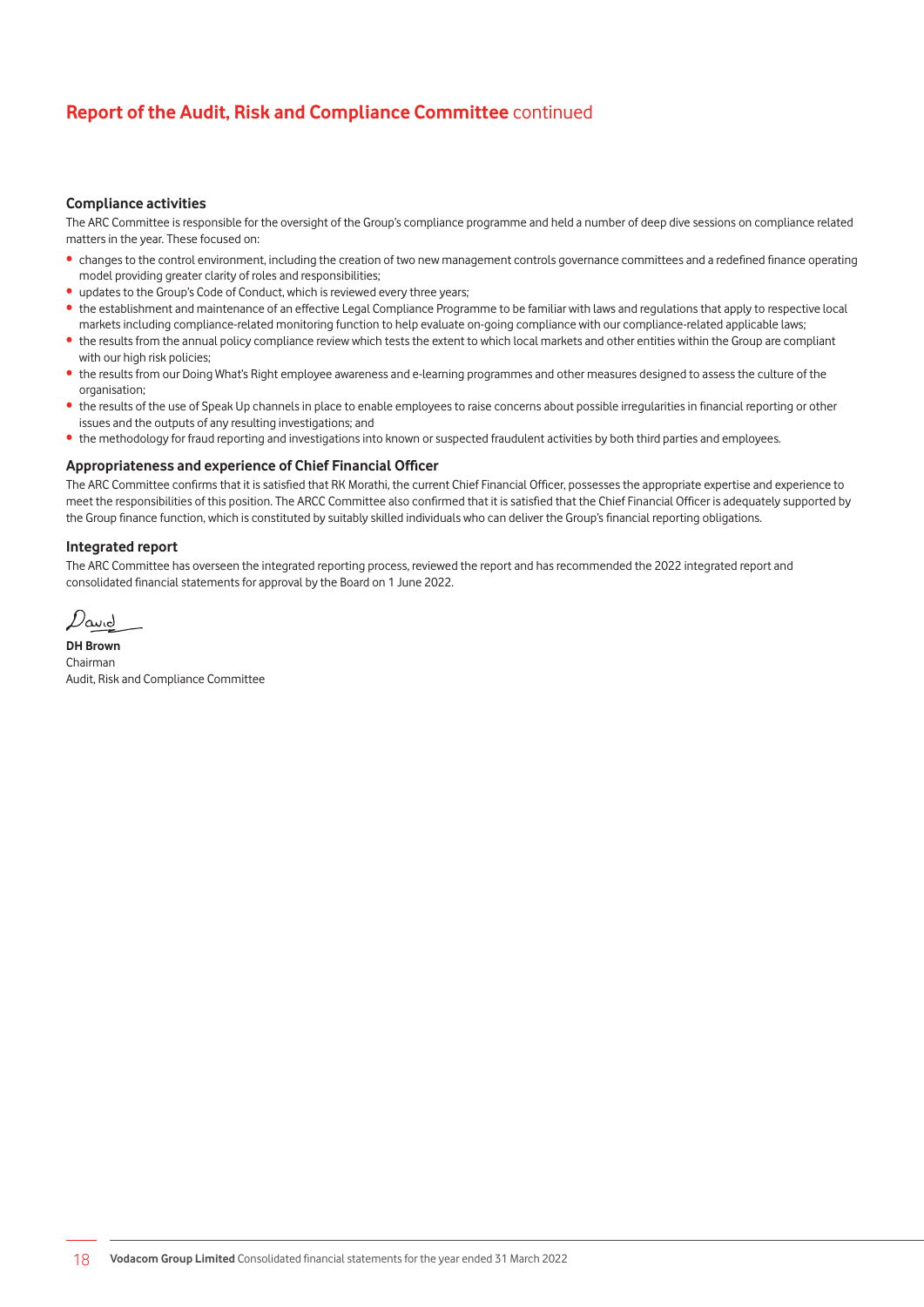## Report of the Audit, Risk and Compliance Committee continued

### Compliance activities

The ARC Committee is responsible for the oversight of the Group's compliance programme and held a number of deep dive sessions on compliance related matters in the year. These focused on:

- changes to the control environment, including the creation of two new management controls governance committees and a redefined finance operating model providing greater clarity of roles and responsibilities;
- updates to the Group's Code of Conduct, which is reviewed every three years;
- the establishment and maintenance of an effective Legal Compliance Programme to be familiar with laws and regulations that apply to respective local markets including compliance-related monitoring function to help evaluate on-going compliance with our compliance-related applicable laws;
- the results from the annual policy compliance review which tests the extent to which local markets and other entities within the Group are compliant with our high risk policies;
- the results from our Doing What's Right employee awareness and e-learning programmes and other measures designed to assess the culture of the organisation;
- the results of the use of Speak Up channels in place to enable employees to raise concerns about possible irregularities in financial reporting or other issues and the outputs of any resulting investigations; and
- the methodology for fraud reporting and investigations into known or suspected fraudulent activities by both third parties and employees.

### Appropriateness and experience of Chief Financial Officer

The ARC Committee confirms that it is satisfied that RK Morathi, the current Chief Financial Officer, possesses the appropriate expertise and experience to meet the responsibilities of this position. The ARCC Committee also confirmed that it is satisfied that the Chief Financial Officer is adequately supported by the Group finance function, which is constituted by suitably skilled individuals who can deliver the Group's financial reporting obligations.

### Integrated report

The ARC Committee has overseen the integrated reporting process, reviewed the report and has recommended the 2022 integrated report and consolidated financial statements for approval by the Board on 1 June 2022.

David

**DH Brown**
Chairman
Audit, Risk and Compliance Committee